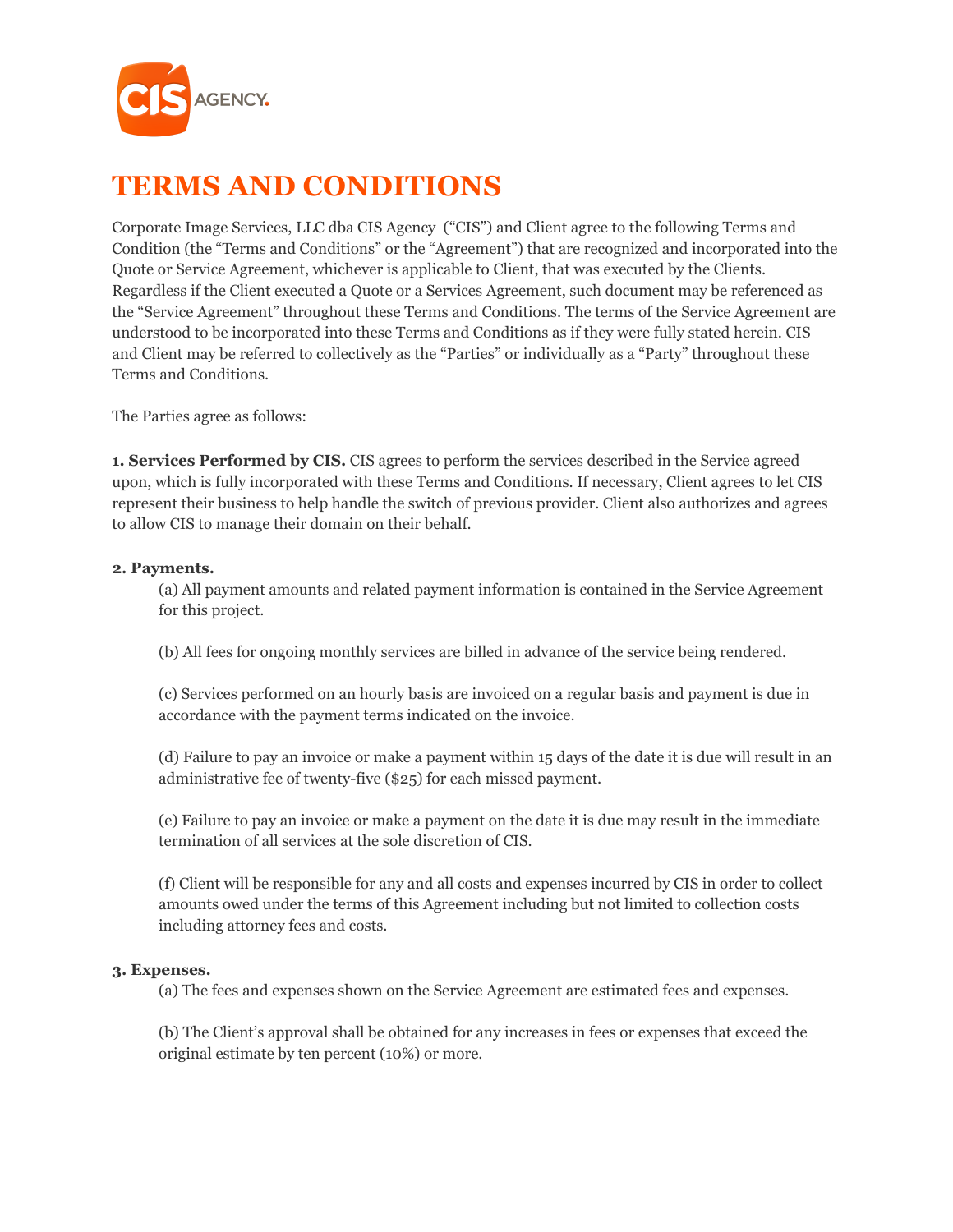# TERMS AND CONDITIONS

Corporate Image Services, LLC dba CIS Agency ("CIS") and Client agree to the following Terms and Condition (the "Terms and Conditions" or the "Agreement") that are recognized and incorporated into the Quote or Service Agreement, whichever is applicable to Client, that was executed by the Clients. Regardless if the Client executed a Quote or a Services Agreement, such document may be referenced as the "Service Agreement" throughout these Terms and Conditions. The terms of the Service Agreement are understood to be incorporated into these Terms and Conditions as if they were fully stated herein. CIS and Client may be referred to collectively as the "Parties" or individually as a "Party" throughout these Terms and Conditions.

The Parties agree as follows:

**1. Services Performed by CIS.** CIS agrees to perform the services described in the Service agreed upon, which is fully incorporated with these Terms and Conditions. If necessary, Client agrees to let CIS represent their business to help handle the switch of previous provider. Client also authorizes and agrees to allow CIS to manage their domain on their behalf.

**2. Payments.**

(a) All payment amounts and related payment information is contained in the Service Agreement for this project.

(b) All fees for ongoing monthly services are billed in advance of the service being rendered.

(c) Services performed on an hourly basis are invoiced on a regular basis and payment is due in accordance with the payment terms indicated on the invoice.

(d) Failure to pay an invoice or make a payment within 15 days of the date it is due will result in an administrative fee of twenty-five ($25) for each missed payment.

(e) Failure to pay an invoice or make a payment on the date it is due may result in the immediate termination of all services at the sole discretion of CIS.

(f) Client will be responsible for any and all costs and expenses incurred by CIS in order to collect amounts owed under the terms of this Agreement including but not limited to collection costs including attorney fees and costs.

**3. Expenses.**

(a) The fees and expenses shown on the Service Agreement are estimated fees and expenses.

(b) The Client's approval shall be obtained for any increases in fees or expenses that exceed the original estimate by ten percent (10%) or more.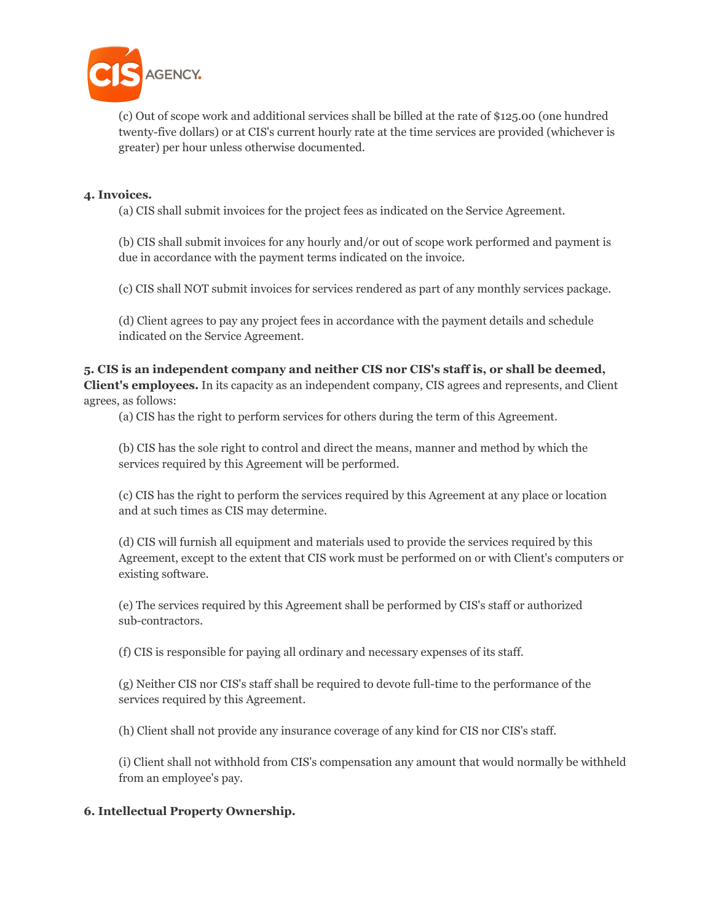(c) Out of scope work and additional services shall be billed at the rate of $125.00 (one hundred twenty-five dollars) or at CIS's current hourly rate at the time services are provided (whichever is greater) per hour unless otherwise documented.

**4. Invoices.**

(a) CIS shall submit invoices for the project fees as indicated on the Service Agreement.

(b) CIS shall submit invoices for any hourly and/or out of scope work performed and payment is due in accordance with the payment terms indicated on the invoice.

(c) CIS shall NOT submit invoices for services rendered as part of any monthly services package.

(d) Client agrees to pay any project fees in accordance with the payment details and schedule indicated on the Service Agreement.

**5. CIS is an independent company and neither CIS nor CIS's staff is, or shall be deemed, Client's employees.** In its capacity as an independent company, CIS agrees and represents, and Client agrees, as follows:

(a) CIS has the right to perform services for others during the term of this Agreement.

(b) CIS has the sole right to control and direct the means, manner and method by which the services required by this Agreement will be performed.

(c) CIS has the right to perform the services required by this Agreement at any place or location and at such times as CIS may determine.

(d) CIS will furnish all equipment and materials used to provide the services required by this Agreement, except to the extent that CIS work must be performed on or with Client's computers or existing software.

(e) The services required by this Agreement shall be performed by CIS's staff or authorized sub-contractors.

(f) CIS is responsible for paying all ordinary and necessary expenses of its staff.

(g) Neither CIS nor CIS's staff shall be required to devote full-time to the performance of the services required by this Agreement.

(h) Client shall not provide any insurance coverage of any kind for CIS nor CIS's staff.

(i) Client shall not withhold from CIS's compensation any amount that would normally be withheld from an employee's pay.

**6. Intellectual Property Ownership.**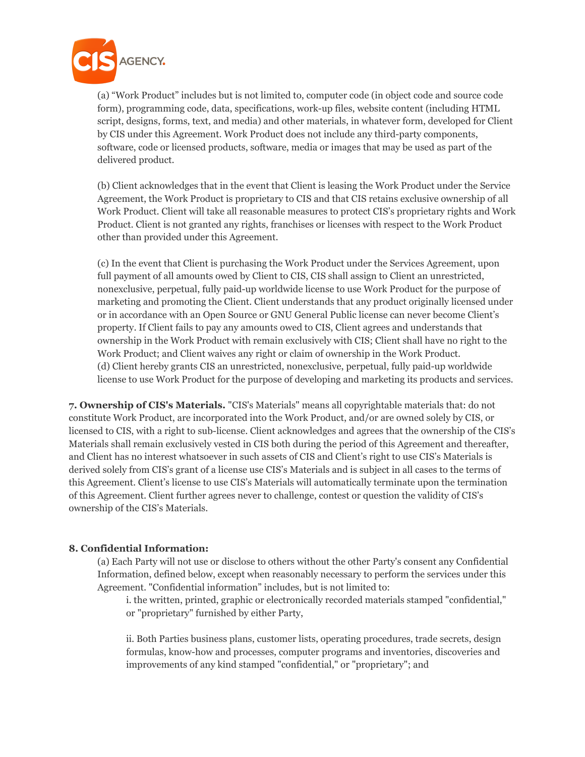(a) “Work Product” includes but is not limited to, computer code (in object code and source code form), programming code, data, specifications, work-up files, website content (including HTML script, designs, forms, text, and media) and other materials, in whatever form, developed for Client by CIS under this Agreement. Work Product does not include any third-party components, software, code or licensed products, software, media or images that may be used as part of the delivered product.

(b) Client acknowledges that in the event that Client is leasing the Work Product under the Service Agreement, the Work Product is proprietary to CIS and that CIS retains exclusive ownership of all Work Product. Client will take all reasonable measures to protect CIS’s proprietary rights and Work Product. Client is not granted any rights, franchises or licenses with respect to the Work Product other than provided under this Agreement.

(c) In the event that Client is purchasing the Work Product under the Services Agreement, upon full payment of all amounts owed by Client to CIS, CIS shall assign to Client an unrestricted, nonexclusive, perpetual, fully paid-up worldwide license to use Work Product for the purpose of marketing and promoting the Client. Client understands that any product originally licensed under or in accordance with an Open Source or GNU General Public license can never become Client’s property. If Client fails to pay any amounts owed to CIS, Client agrees and understands that ownership in the Work Product with remain exclusively with CIS; Client shall have no right to the Work Product; and Client waives any right or claim of ownership in the Work Product.

(d) Client hereby grants CIS an unrestricted, nonexclusive, perpetual, fully paid-up worldwide license to use Work Product for the purpose of developing and marketing its products and services.

**7. Ownership of CIS's Materials.** "CIS's Materials" means all copyrightable materials that: do not constitute Work Product, are incorporated into the Work Product, and/or are owned solely by CIS, or licensed to CIS, with a right to sub-license. Client acknowledges and agrees that the ownership of the CIS’s Materials shall remain exclusively vested in CIS both during the period of this Agreement and thereafter, and Client has no interest whatsoever in such assets of CIS and Client’s right to use CIS’s Materials is derived solely from CIS’s grant of a license use CIS’s Materials and is subject in all cases to the terms of this Agreement. Client’s license to use CIS’s Materials will automatically terminate upon the termination of this Agreement. Client further agrees never to challenge, contest or question the validity of CIS’s ownership of the CIS’s Materials.

**8. Confidential Information:**

(a) Each Party will not use or disclose to others without the other Party's consent any Confidential Information, defined below, except when reasonably necessary to perform the services under this Agreement. "Confidential information” includes, but is not limited to:

i. the written, printed, graphic or electronically recorded materials stamped "confidential," or "proprietary" furnished by either Party,

ii. Both Parties business plans, customer lists, operating procedures, trade secrets, design formulas, know-how and processes, computer programs and inventories, discoveries and improvements of any kind stamped "confidential," or "proprietary"; and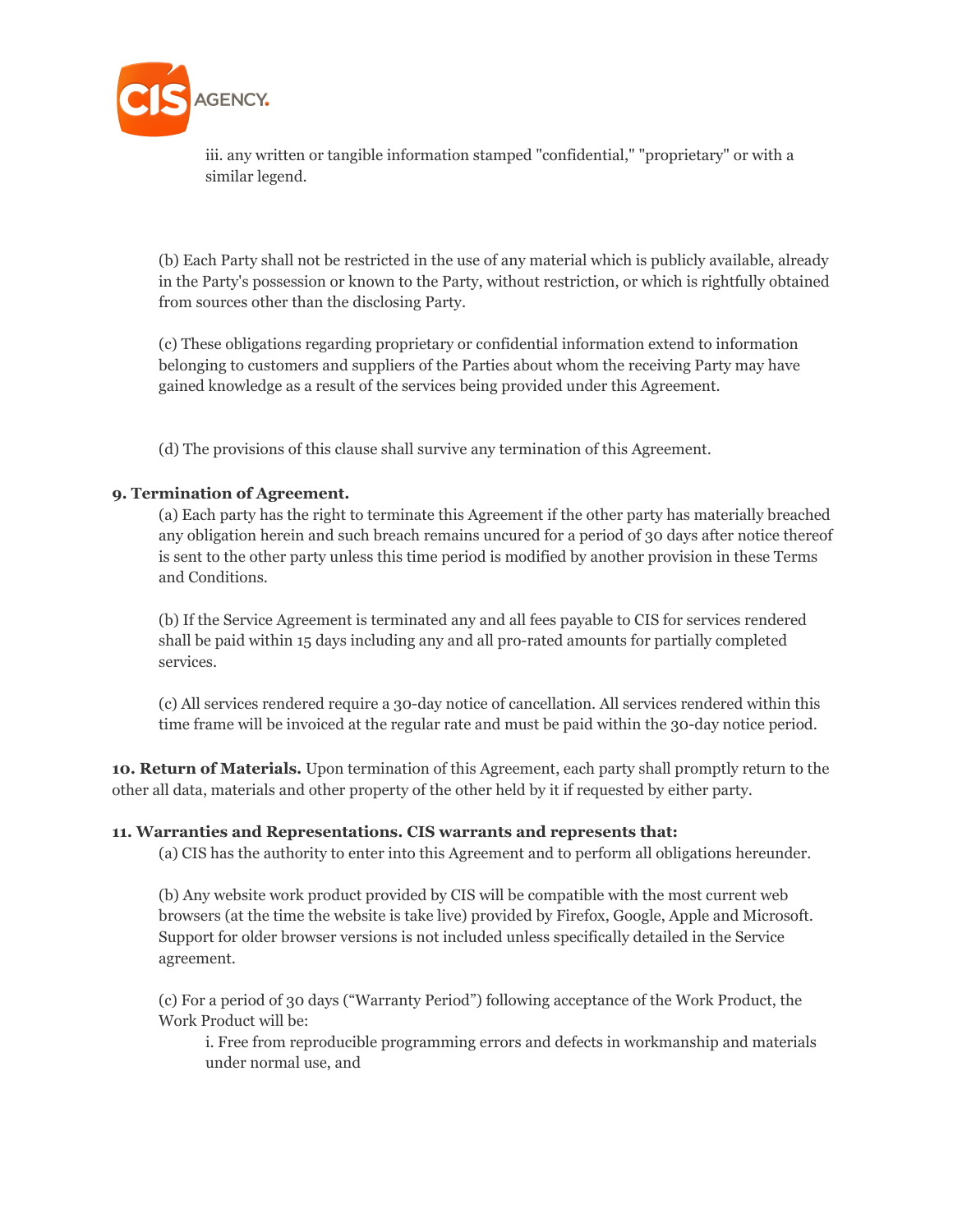iii. any written or tangible information stamped "confidential," "proprietary" or with a similar legend.

(b) Each Party shall not be restricted in the use of any material which is publicly available, already in the Party's possession or known to the Party, without restriction, or which is rightfully obtained from sources other than the disclosing Party.

(c) These obligations regarding proprietary or confidential information extend to information belonging to customers and suppliers of the Parties about whom the receiving Party may have gained knowledge as a result of the services being provided under this Agreement.

(d) The provisions of this clause shall survive any termination of this Agreement.

**9. Termination of Agreement.**

(a) Each party has the right to terminate this Agreement if the other party has materially breached any obligation herein and such breach remains uncured for a period of 30 days after notice thereof is sent to the other party unless this time period is modified by another provision in these Terms and Conditions.

(b) If the Service Agreement is terminated any and all fees payable to CIS for services rendered shall be paid within 15 days including any and all pro-rated amounts for partially completed services.

(c) All services rendered require a 30-day notice of cancellation. All services rendered within this time frame will be invoiced at the regular rate and must be paid within the 30-day notice period.

**10. Return of Materials.** Upon termination of this Agreement, each party shall promptly return to the other all data, materials and other property of the other held by it if requested by either party.

**11. Warranties and Representations. CIS warrants and represents that:**

(a) CIS has the authority to enter into this Agreement and to perform all obligations hereunder.

(b) Any website work product provided by CIS will be compatible with the most current web browsers (at the time the website is take live) provided by Firefox, Google, Apple and Microsoft. Support for older browser versions is not included unless specifically detailed in the Service agreement.

(c) For a period of 30 days (“Warranty Period”) following acceptance of the Work Product, the Work Product will be:

i. Free from reproducible programming errors and defects in workmanship and materials under normal use, and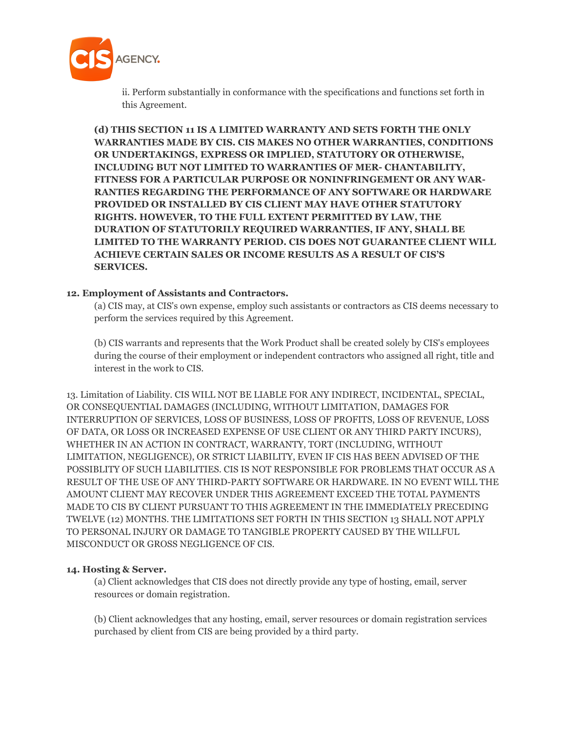ii. Perform substantially in conformance with the specifications and functions set forth in this Agreement.

**(d) THIS SECTION 11 IS A LIMITED WARRANTY AND SETS FORTH THE ONLY WARRANTIES MADE BY CIS. CIS MAKES NO OTHER WARRANTIES, CONDITIONS OR UNDERTAKINGS, EXPRESS OR IMPLIED, STATUTORY OR OTHERWISE, INCLUDING BUT NOT LIMITED TO WARRANTIES OF MER- CHANTABILITY, FITNESS FOR A PARTICULAR PURPOSE OR NONINFRINGEMENT OR ANY WAR- RANTIES REGARDING THE PERFORMANCE OF ANY SOFTWARE OR HARDWARE PROVIDED OR INSTALLED BY CIS CLIENT MAY HAVE OTHER STATUTORY RIGHTS. HOWEVER, TO THE FULL EXTENT PERMITTED BY LAW, THE DURATION OF STATUTORILY REQUIRED WARRANTIES, IF ANY, SHALL BE LIMITED TO THE WARRANTY PERIOD. CIS DOES NOT GUARANTEE CLIENT WILL ACHIEVE CERTAIN SALES OR INCOME RESULTS AS A RESULT OF CIS'S SERVICES.**

**12. Employment of Assistants and Contractors.**

(a) CIS may, at CIS's own expense, employ such assistants or contractors as CIS deems necessary to perform the services required by this Agreement.

(b) CIS warrants and represents that the Work Product shall be created solely by CIS's employees during the course of their employment or independent contractors who assigned all right, title and interest in the work to CIS.

13. Limitation of Liability. CIS WILL NOT BE LIABLE FOR ANY INDIRECT, INCIDENTAL, SPECIAL, OR CONSEQUENTIAL DAMAGES (INCLUDING, WITHOUT LIMITATION, DAMAGES FOR INTERRUPTION OF SERVICES, LOSS OF BUSINESS, LOSS OF PROFITS, LOSS OF REVENUE, LOSS OF DATA, OR LOSS OR INCREASED EXPENSE OF USE CLIENT OR ANY THIRD PARTY INCURS), WHETHER IN AN ACTION IN CONTRACT, WARRANTY, TORT (INCLUDING, WITHOUT LIMITATION, NEGLIGENCE), OR STRICT LIABILITY, EVEN IF CIS HAS BEEN ADVISED OF THE POSSIBLITY OF SUCH LIABILITIES. CIS IS NOT RESPONSIBLE FOR PROBLEMS THAT OCCUR AS A RESULT OF THE USE OF ANY THIRD-PARTY SOFTWARE OR HARDWARE. IN NO EVENT WILL THE AMOUNT CLIENT MAY RECOVER UNDER THIS AGREEMENT EXCEED THE TOTAL PAYMENTS MADE TO CIS BY CLIENT PURSUANT TO THIS AGREEMENT IN THE IMMEDIATELY PRECEDING TWELVE (12) MONTHS. THE LIMITATIONS SET FORTH IN THIS SECTION 13 SHALL NOT APPLY TO PERSONAL INJURY OR DAMAGE TO TANGIBLE PROPERTY CAUSED BY THE WILLFUL MISCONDUCT OR GROSS NEGLIGENCE OF CIS.

**14. Hosting & Server.**

(a) Client acknowledges that CIS does not directly provide any type of hosting, email, server resources or domain registration.

(b) Client acknowledges that any hosting, email, server resources or domain registration services purchased by client from CIS are being provided by a third party.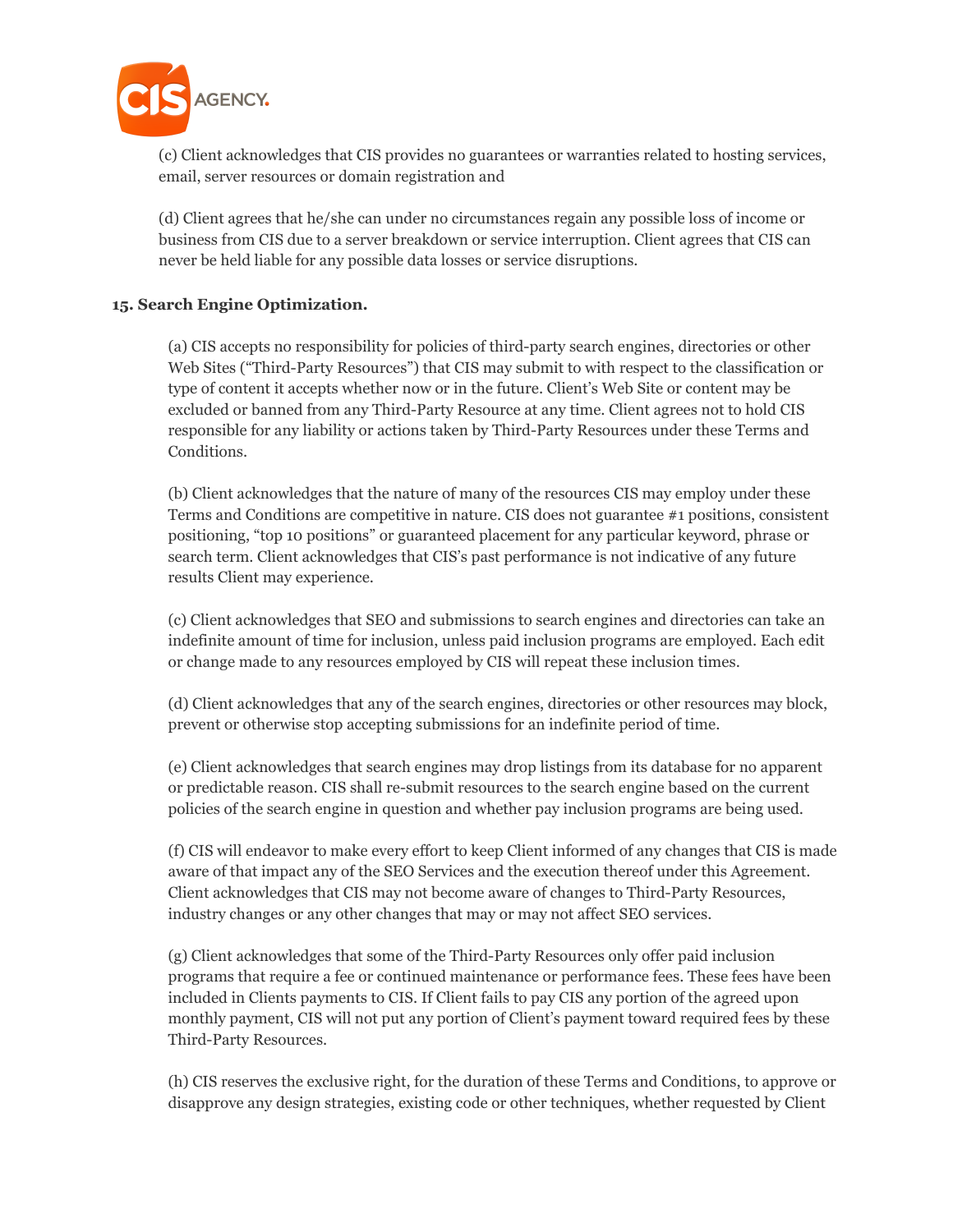(c) Client acknowledges that CIS provides no guarantees or warranties related to hosting services, email, server resources or domain registration and

(d) Client agrees that he/she can under no circumstances regain any possible loss of income or business from CIS due to a server breakdown or service interruption. Client agrees that CIS can never be held liable for any possible data losses or service disruptions.

**15. Search Engine Optimization.**

(a) CIS accepts no responsibility for policies of third-party search engines, directories or other Web Sites ("Third-Party Resources") that CIS may submit to with respect to the classification or type of content it accepts whether now or in the future. Client's Web Site or content may be excluded or banned from any Third-Party Resource at any time. Client agrees not to hold CIS responsible for any liability or actions taken by Third-Party Resources under these Terms and Conditions.

(b) Client acknowledges that the nature of many of the resources CIS may employ under these Terms and Conditions are competitive in nature. CIS does not guarantee #1 positions, consistent positioning, "top 10 positions" or guaranteed placement for any particular keyword, phrase or search term. Client acknowledges that CIS's past performance is not indicative of any future results Client may experience.

(c) Client acknowledges that SEO and submissions to search engines and directories can take an indefinite amount of time for inclusion, unless paid inclusion programs are employed. Each edit or change made to any resources employed by CIS will repeat these inclusion times.

(d) Client acknowledges that any of the search engines, directories or other resources may block, prevent or otherwise stop accepting submissions for an indefinite period of time.

(e) Client acknowledges that search engines may drop listings from its database for no apparent or predictable reason. CIS shall re-submit resources to the search engine based on the current policies of the search engine in question and whether pay inclusion programs are being used.

(f) CIS will endeavor to make every effort to keep Client informed of any changes that CIS is made aware of that impact any of the SEO Services and the execution thereof under this Agreement. Client acknowledges that CIS may not become aware of changes to Third-Party Resources, industry changes or any other changes that may or may not affect SEO services.

(g) Client acknowledges that some of the Third-Party Resources only offer paid inclusion programs that require a fee or continued maintenance or performance fees. These fees have been included in Clients payments to CIS. If Client fails to pay CIS any portion of the agreed upon monthly payment, CIS will not put any portion of Client's payment toward required fees by these Third-Party Resources.

(h) CIS reserves the exclusive right, for the duration of these Terms and Conditions, to approve or disapprove any design strategies, existing code or other techniques, whether requested by Client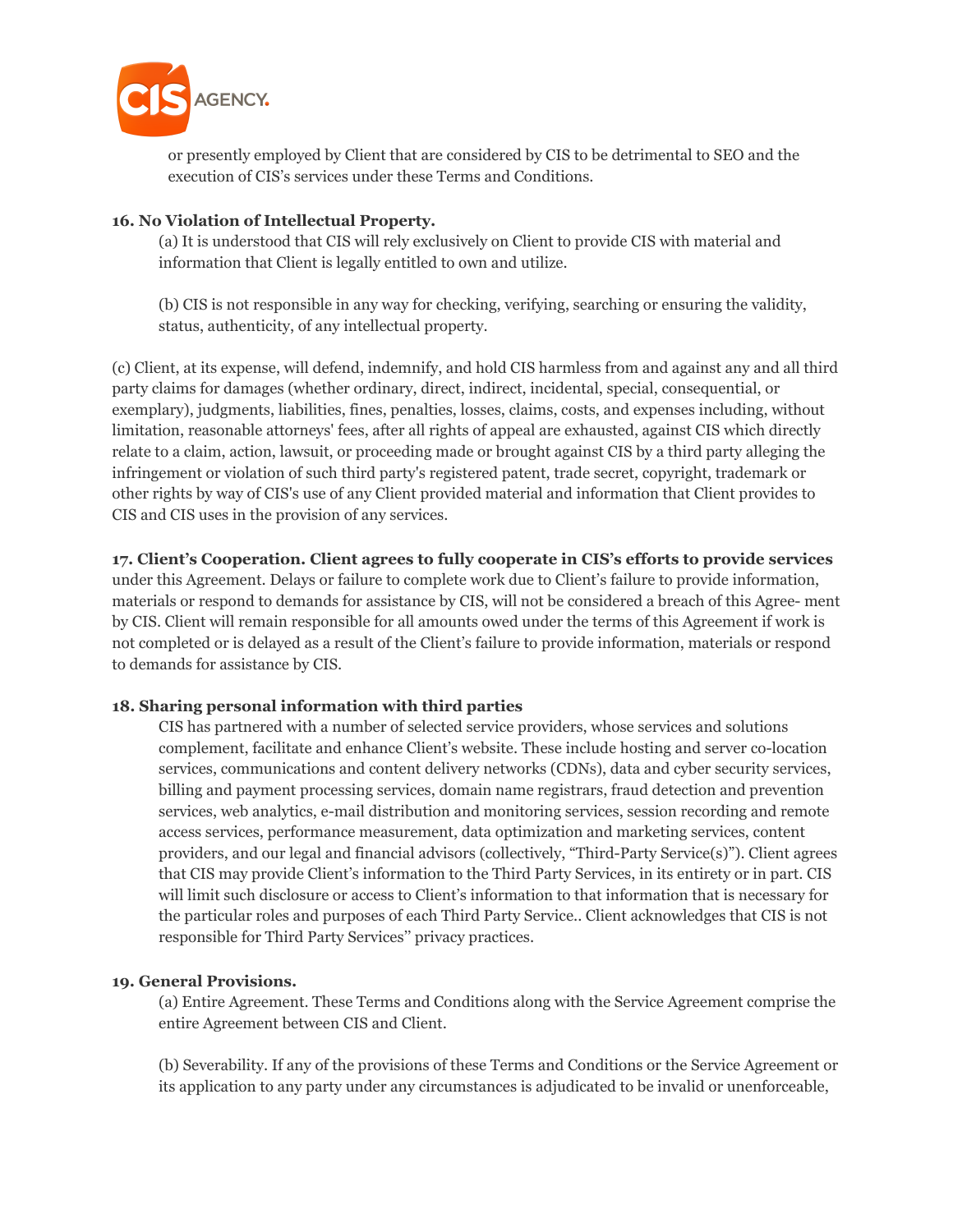or presently employed by Client that are considered by CIS to be detrimental to SEO and the execution of CIS's services under these Terms and Conditions.

**16. No Violation of Intellectual Property.**

(a) It is understood that CIS will rely exclusively on Client to provide CIS with material and information that Client is legally entitled to own and utilize.

(b) CIS is not responsible in any way for checking, verifying, searching or ensuring the validity, status, authenticity, of any intellectual property.

(c) Client, at its expense, will defend, indemnify, and hold CIS harmless from and against any and all third party claims for damages (whether ordinary, direct, indirect, incidental, special, consequential, or exemplary), judgments, liabilities, fines, penalties, losses, claims, costs, and expenses including, without limitation, reasonable attorneys' fees, after all rights of appeal are exhausted, against CIS which directly relate to a claim, action, lawsuit, or proceeding made or brought against CIS by a third party alleging the infringement or violation of such third party's registered patent, trade secret, copyright, trademark or other rights by way of CIS's use of any Client provided material and information that Client provides to CIS and CIS uses in the provision of any services.

**17. Client's Cooperation. Client agrees to fully cooperate in CIS's efforts to provide services** under this Agreement. Delays or failure to complete work due to Client's failure to provide information, materials or respond to demands for assistance by CIS, will not be considered a breach of this Agree- ment by CIS. Client will remain responsible for all amounts owed under the terms of this Agreement if work is not completed or is delayed as a result of the Client's failure to provide information, materials or respond to demands for assistance by CIS.

**18. Sharing personal information with third parties**

CIS has partnered with a number of selected service providers, whose services and solutions complement, facilitate and enhance Client's website. These include hosting and server co-location services, communications and content delivery networks (CDNs), data and cyber security services, billing and payment processing services, domain name registrars, fraud detection and prevention services, web analytics, e-mail distribution and monitoring services, session recording and remote access services, performance measurement, data optimization and marketing services, content providers, and our legal and financial advisors (collectively, "Third-Party Service(s)"). Client agrees that CIS may provide Client's information to the Third Party Services, in its entirety or in part. CIS will limit such disclosure or access to Client's information to that information that is necessary for the particular roles and purposes of each Third Party Service.. Client acknowledges that CIS is not responsible for Third Party Services" privacy practices.

**19. General Provisions.**

(a) Entire Agreement. These Terms and Conditions along with the Service Agreement comprise the entire Agreement between CIS and Client.

(b) Severability. If any of the provisions of these Terms and Conditions or the Service Agreement or its application to any party under any circumstances is adjudicated to be invalid or unenforceable,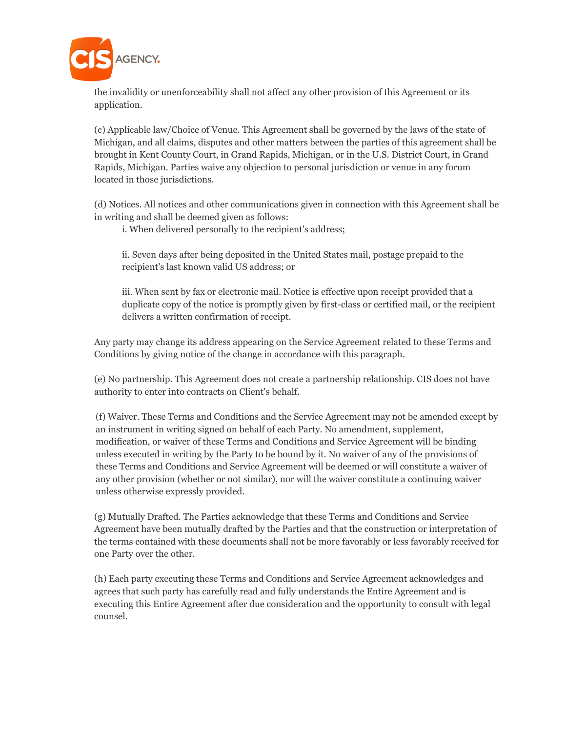the invalidity or unenforceability shall not affect any other provision of this Agreement or its application.

(c) Applicable law/Choice of Venue. This Agreement shall be governed by the laws of the state of Michigan, and all claims, disputes and other matters between the parties of this agreement shall be brought in Kent County Court, in Grand Rapids, Michigan, or in the U.S. District Court, in Grand Rapids, Michigan. Parties waive any objection to personal jurisdiction or venue in any forum located in those jurisdictions.

(d) Notices. All notices and other communications given in connection with this Agreement shall be in writing and shall be deemed given as follows:

i. When delivered personally to the recipient's address;

ii. Seven days after being deposited in the United States mail, postage prepaid to the recipient's last known valid US address; or

iii. When sent by fax or electronic mail. Notice is effective upon receipt provided that a duplicate copy of the notice is promptly given by first-class or certified mail, or the recipient delivers a written confirmation of receipt.

Any party may change its address appearing on the Service Agreement related to these Terms and Conditions by giving notice of the change in accordance with this paragraph.

(e) No partnership. This Agreement does not create a partnership relationship. CIS does not have authority to enter into contracts on Client's behalf.

(f) Waiver. These Terms and Conditions and the Service Agreement may not be amended except by an instrument in writing signed on behalf of each Party. No amendment, supplement, modification, or waiver of these Terms and Conditions and Service Agreement will be binding unless executed in writing by the Party to be bound by it. No waiver of any of the provisions of these Terms and Conditions and Service Agreement will be deemed or will constitute a waiver of any other provision (whether or not similar), nor will the waiver constitute a continuing waiver unless otherwise expressly provided.

(g) Mutually Drafted. The Parties acknowledge that these Terms and Conditions and Service Agreement have been mutually drafted by the Parties and that the construction or interpretation of the terms contained with these documents shall not be more favorably or less favorably received for one Party over the other.

(h) Each party executing these Terms and Conditions and Service Agreement acknowledges and agrees that such party has carefully read and fully understands the Entire Agreement and is executing this Entire Agreement after due consideration and the opportunity to consult with legal counsel.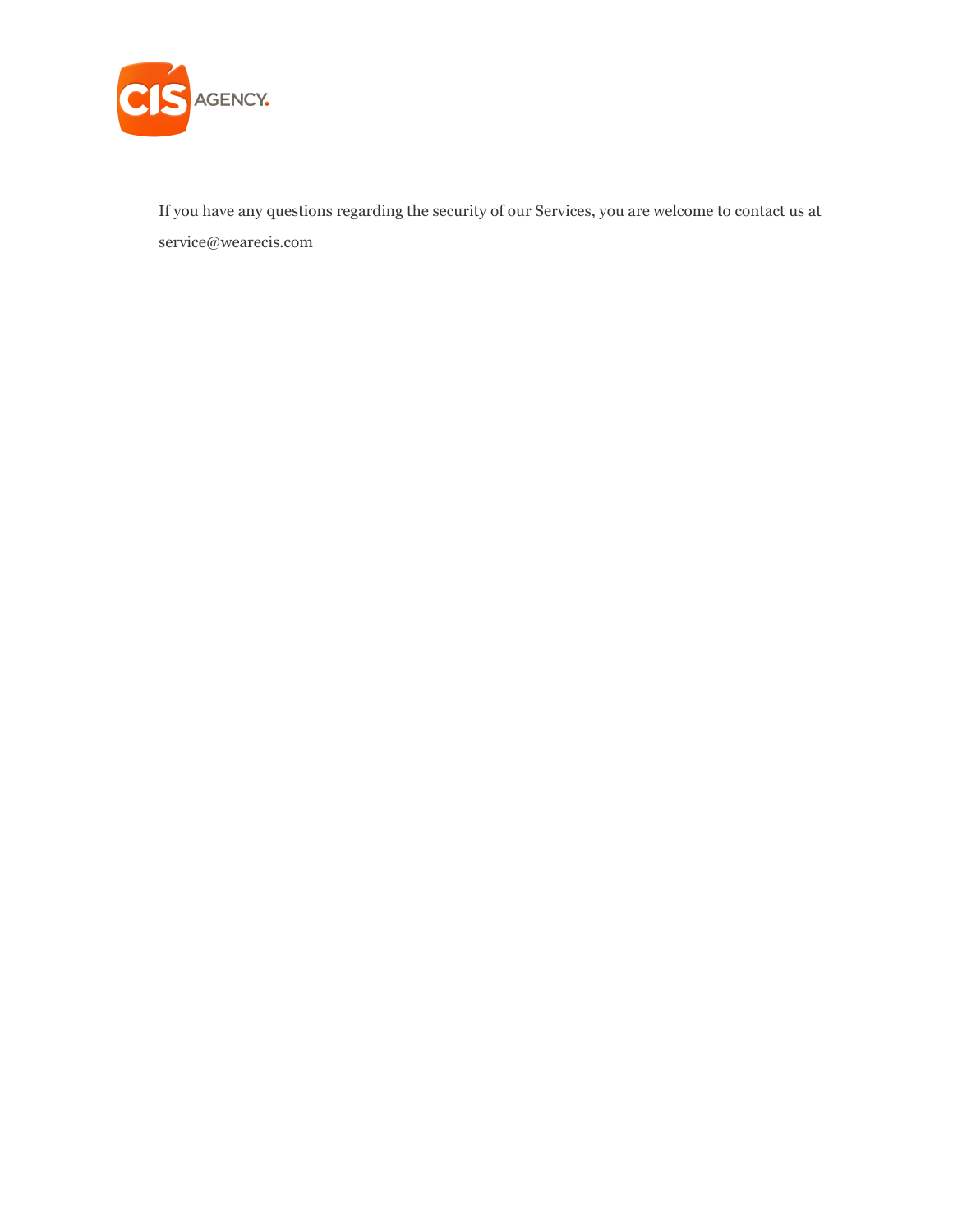If you have any questions regarding the security of our Services, you are welcome to contact us at service@wearecis.com